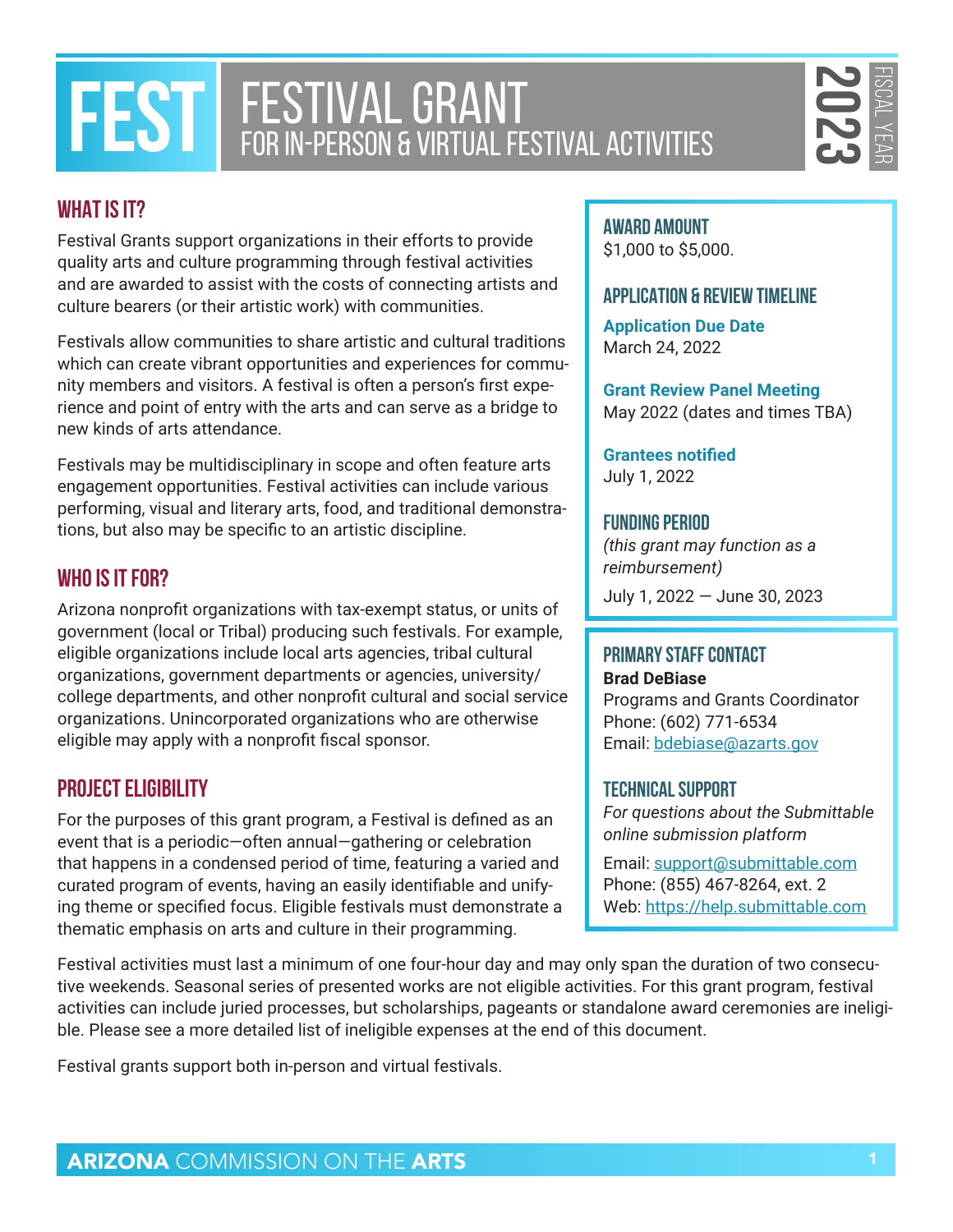# FEST FESTIVAL GRANT

## FOR IN-PERSON & VIRTUAL FESTIVAL ACTIVITIES

**2023 FISCAL YEAR**

## WHAT IS IT?

Festival Grants support organizations in their efforts to provide quality arts and culture programming through festival activities and are awarded to assist with the costs of connecting artists and culture bearers (or their artistic work) with communities.

Festivals allow communities to share artistic and cultural traditions which can create vibrant opportunities and experiences for community members and visitors. A festival is often a person's first experience and point of entry with the arts and can serve as a bridge to new kinds of arts attendance.

Festivals may be multidisciplinary in scope and often feature arts engagement opportunities. Festival activities can include various performing, visual and literary arts, food, and traditional demonstrations, but also may be specific to an artistic discipline.

## WHO IS IT FOR?

Arizona nonprofit organizations with tax-exempt status, or units of government (local or Tribal) producing such festivals. For example, eligible organizations include local arts agencies, tribal cultural organizations, government departments or agencies, university/college departments, and other nonprofit cultural and social service organizations. Unincorporated organizations who are otherwise eligible may apply with a nonprofit fiscal sponsor.

## PROJECT ELIGIBILITY

For the purposes of this grant program, a Festival is defined as an event that is a periodic—often annual—gathering or celebration that happens in a condensed period of time, featuring a varied and curated program of events, having an easily identifiable and unifying theme or specified focus. Eligible festivals must demonstrate a thematic emphasis on arts and culture in their programming.

Festival activities must last a minimum of one four-hour day and may only span the duration of two consecutive weekends. Seasonal series of presented works are not eligible activities. For this grant program, festival activities can include juried processes, but scholarships, pageants or standalone award ceremonies are ineligible. Please see a more detailed list of ineligible expenses at the end of this document.

Festival grants support both in-person and virtual festivals.

### AWARD AMOUNT

$1,000 to $5,000.

### APPLICATION & REVIEW TIMELINE

**Application Due Date**
March 24, 2022

**Grant Review Panel Meeting**
May 2022 (dates and times TBA)

**Grantees notified**
July 1, 2022

### FUNDING PERIOD

*(this grant may function as a reimbursement)*

July 1, 2022 — June 30, 2023

### PRIMARY STAFF CONTACT

**Brad DeBiase**
Programs and Grants Coordinator
Phone: (602) 771-6534
Email: bdebiase@azarts.gov

### TECHNICAL SUPPORT

*For questions about the Submittable online submission platform*

Email: support@submittable.com
Phone: (855) 467-8264, ext. 2
Web: https://help.submittable.com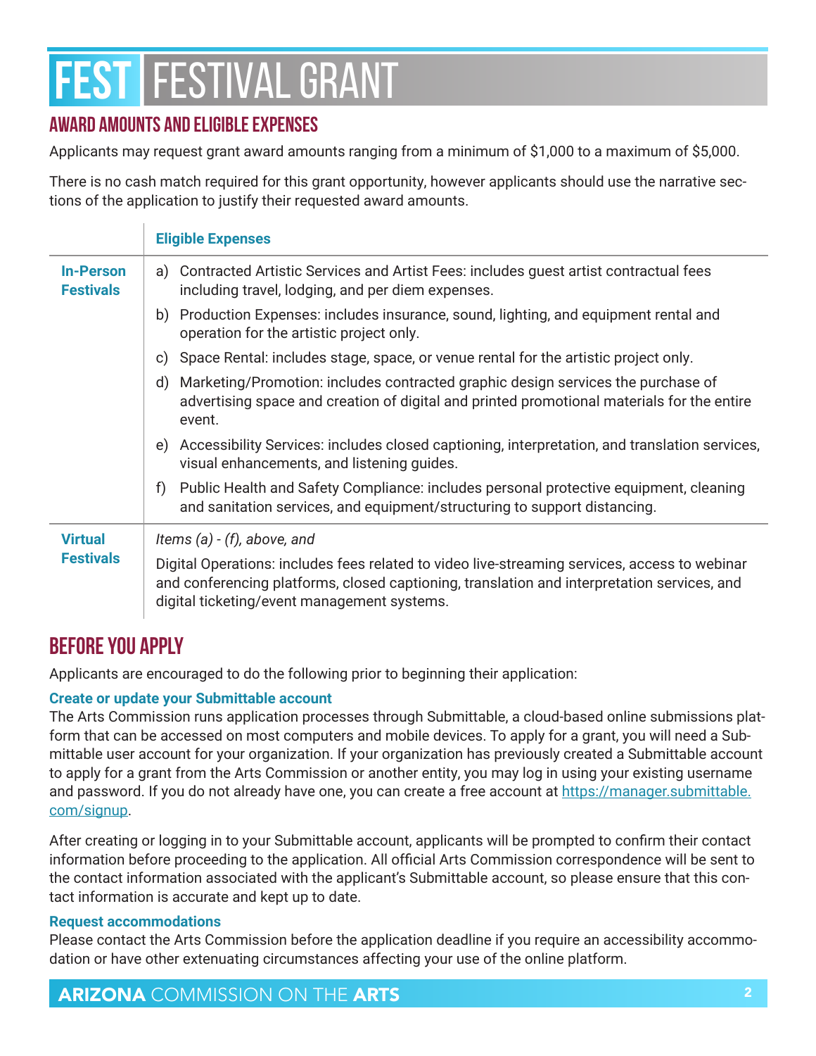# FEST FESTIVAL GRANT

## AWARD AMOUNTS AND ELIGIBLE EXPENSES

Applicants may request grant award amounts ranging from a minimum of $1,000 to a maximum of $5,000.

There is no cash match required for this grant opportunity, however applicants should use the narrative sections of the application to justify their requested award amounts.

| | Eligible Expenses |
|---|---|
| **In-Person Festivals** | a) Contracted Artistic Services and Artist Fees: includes guest artist contractual fees including travel, lodging, and per diem expenses.<br>b) Production Expenses: includes insurance, sound, lighting, and equipment rental and operation for the artistic project only.<br>c) Space Rental: includes stage, space, or venue rental for the artistic project only.<br>d) Marketing/Promotion: includes contracted graphic design services the purchase of advertising space and creation of digital and printed promotional materials for the entire event.<br>e) Accessibility Services: includes closed captioning, interpretation, and translation services, visual enhancements, and listening guides.<br>f) Public Health and Safety Compliance: includes personal protective equipment, cleaning and sanitation services, and equipment/structuring to support distancing. |
| **Virtual Festivals** | *Items (a) - (f), above, and*<br>Digital Operations: includes fees related to video live-streaming services, access to webinar and conferencing platforms, closed captioning, translation and interpretation services, and digital ticketing/event management systems. |

## BEFORE YOU APPLY

Applicants are encouraged to do the following prior to beginning their application:

**Create or update your Submittable account**

The Arts Commission runs application processes through Submittable, a cloud-based online submissions platform that can be accessed on most computers and mobile devices. To apply for a grant, you will need a Submittable user account for your organization. If your organization has previously created a Submittable account to apply for a grant from the Arts Commission or another entity, you may log in using your existing username and password. If you do not already have one, you can create a free account at https://manager.submittable.com/signup.

After creating or logging in to your Submittable account, applicants will be prompted to confirm their contact information before proceeding to the application. All official Arts Commission correspondence will be sent to the contact information associated with the applicant's Submittable account, so please ensure that this contact information is accurate and kept up to date.

**Request accommodations**

Please contact the Arts Commission before the application deadline if you require an accessibility accommodation or have other extenuating circumstances affecting your use of the online platform.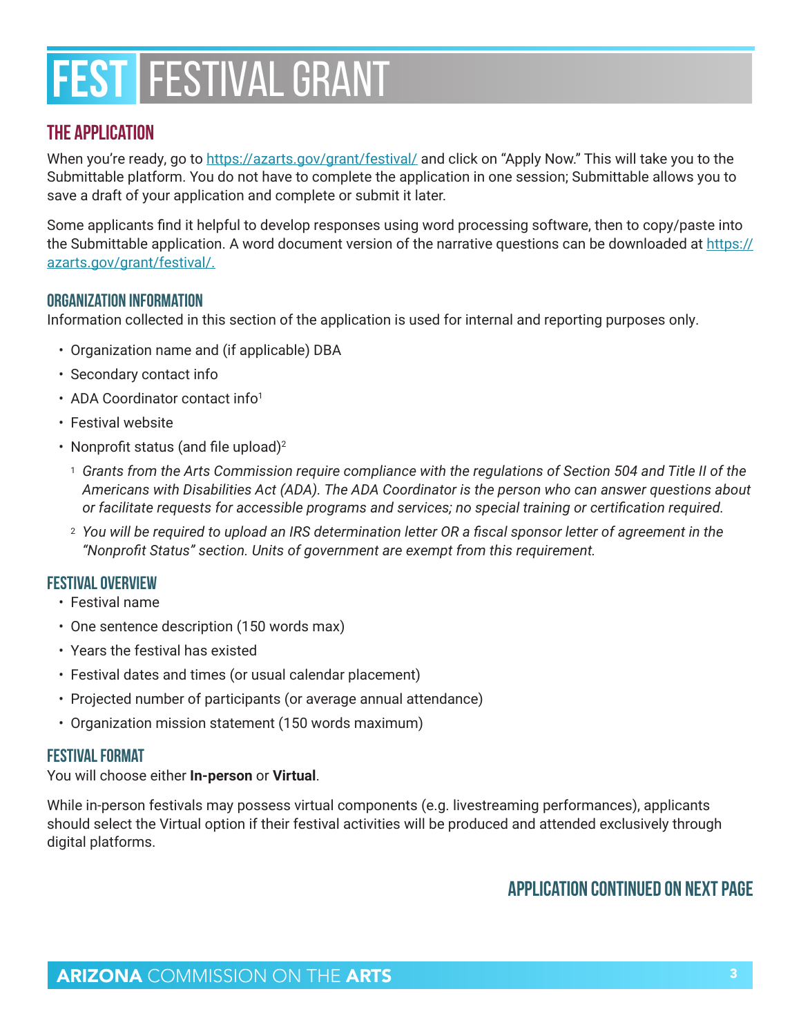# FEST | FESTIVAL GRANT

## THE APPLICATION

When you're ready, go to https://azarts.gov/grant/festival/ and click on "Apply Now." This will take you to the Submittable platform. You do not have to complete the application in one session; Submittable allows you to save a draft of your application and complete or submit it later.

Some applicants find it helpful to develop responses using word processing software, then to copy/paste into the Submittable application. A word document version of the narrative questions can be downloaded at https://azarts.gov/grant/festival/.

### ORGANIZATION INFORMATION

Information collected in this section of the application is used for internal and reporting purposes only.

- Organization name and (if applicable) DBA
- Secondary contact info
- ADA Coordinator contact info[1]
- Festival website
- Nonprofit status (and file upload)[2]

[1] *Grants from the Arts Commission require compliance with the regulations of Section 504 and Title II of the Americans with Disabilities Act (ADA). The ADA Coordinator is the person who can answer questions about or facilitate requests for accessible programs and services; no special training or certification required.*

[2] *You will be required to upload an IRS determination letter OR a fiscal sponsor letter of agreement in the "Nonprofit Status" section. Units of government are exempt from this requirement.*

### FESTIVAL OVERVIEW

- Festival name
- One sentence description (150 words max)
- Years the festival has existed
- Festival dates and times (or usual calendar placement)
- Projected number of participants (or average annual attendance)
- Organization mission statement (150 words maximum)

### FESTIVAL FORMAT

You will choose either **In-person** or **Virtual**.

While in-person festivals may possess virtual components (e.g. livestreaming performances), applicants should select the Virtual option if their festival activities will be produced and attended exclusively through digital platforms.

**APPLICATION CONTINUED ON NEXT PAGE**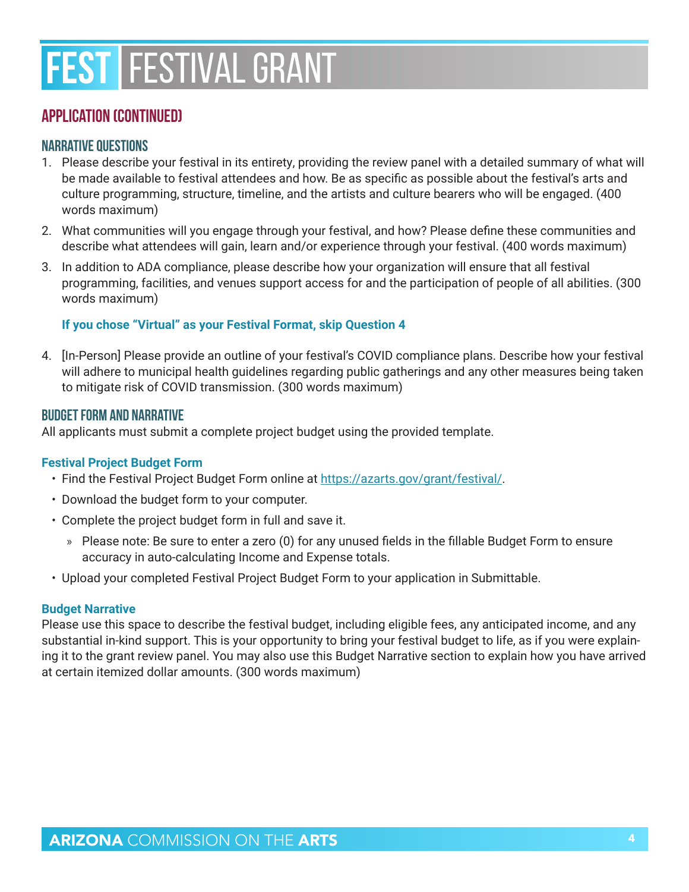## APPLICATION (CONTINUED)

### NARRATIVE QUESTIONS

1. Please describe your festival in its entirety, providing the review panel with a detailed summary of what will be made available to festival attendees and how. Be as specific as possible about the festival's arts and culture programming, structure, timeline, and the artists and culture bearers who will be engaged. (400 words maximum)
2. What communities will you engage through your festival, and how? Please define these communities and describe what attendees will gain, learn and/or experience through your festival. (400 words maximum)
3. In addition to ADA compliance, please describe how your organization will ensure that all festival programming, facilities, and venues support access for and the participation of people of all abilities. (300 words maximum)

**If you chose "Virtual" as your Festival Format, skip Question 4**

4. [In-Person] Please provide an outline of your festival's COVID compliance plans. Describe how your festival will adhere to municipal health guidelines regarding public gatherings and any other measures being taken to mitigate risk of COVID transmission. (300 words maximum)

### BUDGET FORM AND NARRATIVE

All applicants must submit a complete project budget using the provided template.

**Festival Project Budget Form**

- Find the Festival Project Budget Form online at https://azarts.gov/grant/festival/.
- Download the budget form to your computer.
- Complete the project budget form in full and save it.
  - Please note: Be sure to enter a zero (0) for any unused fields in the fillable Budget Form to ensure accuracy in auto-calculating Income and Expense totals.
- Upload your completed Festival Project Budget Form to your application in Submittable.

**Budget Narrative**

Please use this space to describe the festival budget, including eligible fees, any anticipated income, and any substantial in-kind support. This is your opportunity to bring your festival budget to life, as if you were explaining it to the grant review panel. You may also use this Budget Narrative section to explain how you have arrived at certain itemized dollar amounts. (300 words maximum)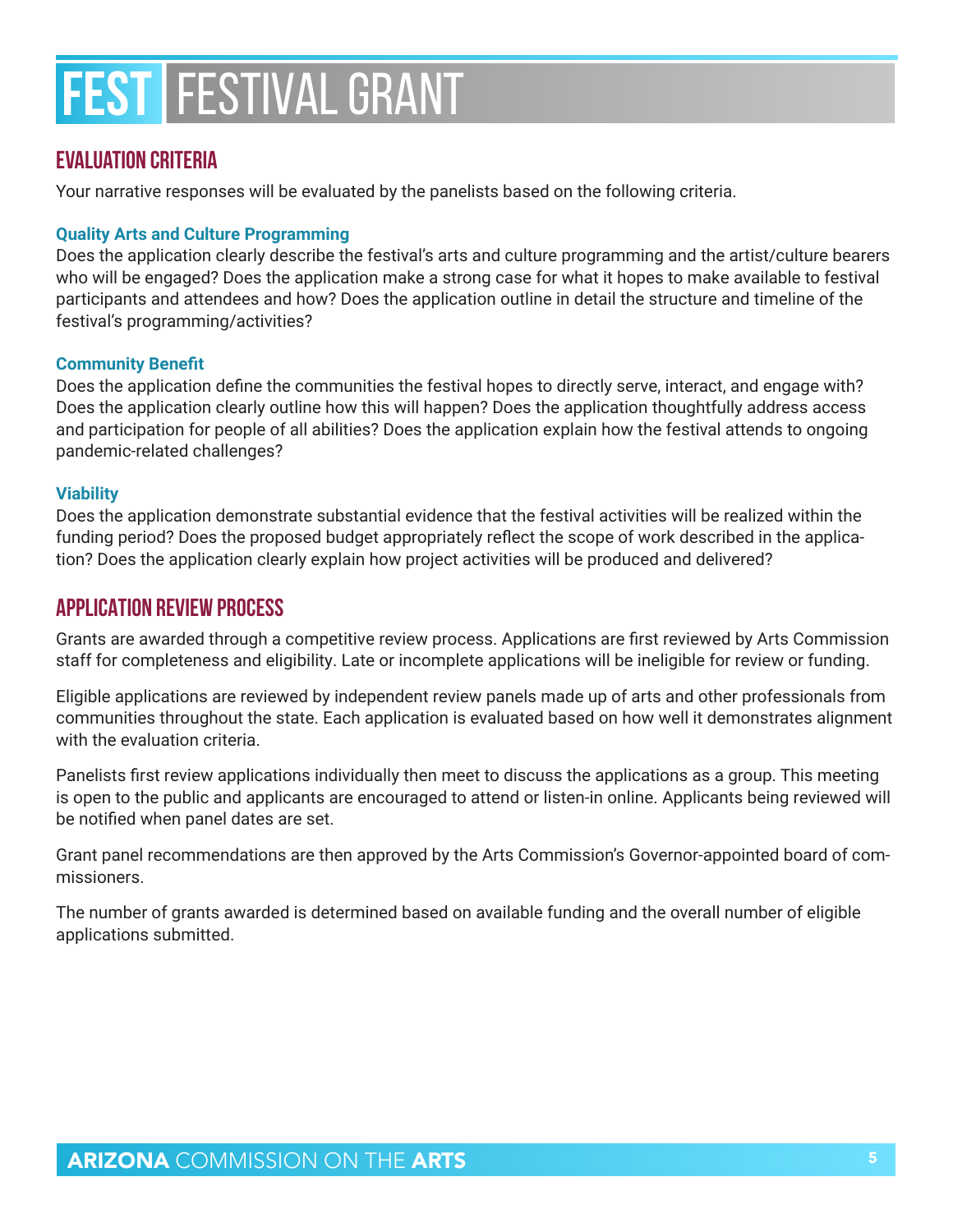# FEST | FESTIVAL GRANT

## EVALUATION CRITERIA

Your narrative responses will be evaluated by the panelists based on the following criteria.

### Quality Arts and Culture Programming

Does the application clearly describe the festival's arts and culture programming and the artist/culture bearers who will be engaged? Does the application make a strong case for what it hopes to make available to festival participants and attendees and how? Does the application outline in detail the structure and timeline of the festival's programming/activities?

### Community Benefit

Does the application define the communities the festival hopes to directly serve, interact, and engage with? Does the application clearly outline how this will happen? Does the application thoughtfully address access and participation for people of all abilities? Does the application explain how the festival attends to ongoing pandemic-related challenges?

### Viability

Does the application demonstrate substantial evidence that the festival activities will be realized within the funding period? Does the proposed budget appropriately reflect the scope of work described in the application? Does the application clearly explain how project activities will be produced and delivered?

## APPLICATION REVIEW PROCESS

Grants are awarded through a competitive review process. Applications are first reviewed by Arts Commission staff for completeness and eligibility. Late or incomplete applications will be ineligible for review or funding.

Eligible applications are reviewed by independent review panels made up of arts and other professionals from communities throughout the state. Each application is evaluated based on how well it demonstrates alignment with the evaluation criteria.

Panelists first review applications individually then meet to discuss the applications as a group. This meeting is open to the public and applicants are encouraged to attend or listen-in online. Applicants being reviewed will be notified when panel dates are set.

Grant panel recommendations are then approved by the Arts Commission's Governor-appointed board of commissioners.

The number of grants awarded is determined based on available funding and the overall number of eligible applications submitted.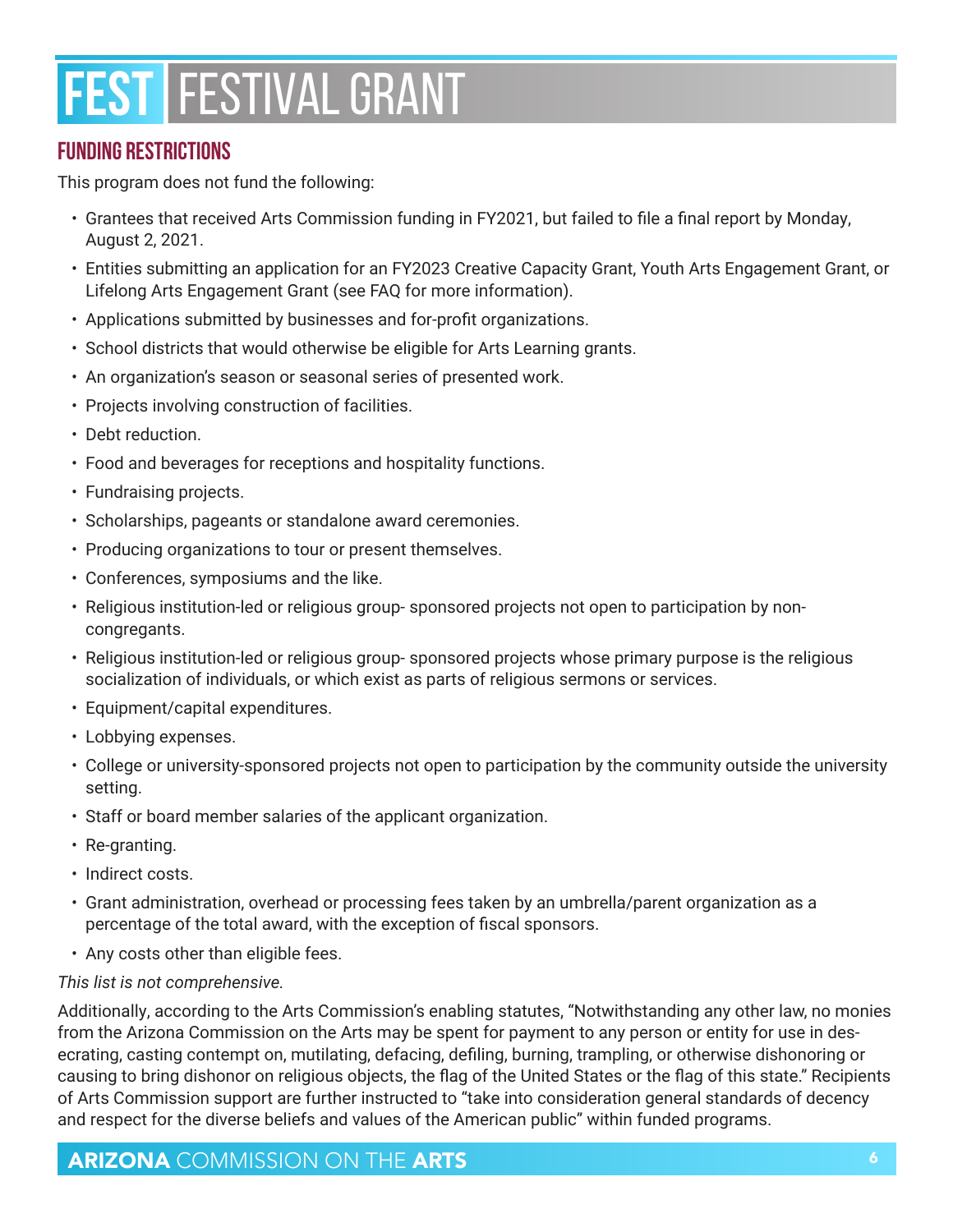# FEST FESTIVAL GRANT

## FUNDING RESTRICTIONS

This program does not fund the following:

- Grantees that received Arts Commission funding in FY2021, but failed to file a final report by Monday, August 2, 2021.
- Entities submitting an application for an FY2023 Creative Capacity Grant, Youth Arts Engagement Grant, or Lifelong Arts Engagement Grant (see FAQ for more information).
- Applications submitted by businesses and for-profit organizations.
- School districts that would otherwise be eligible for Arts Learning grants.
- An organization's season or seasonal series of presented work.
- Projects involving construction of facilities.
- Debt reduction.
- Food and beverages for receptions and hospitality functions.
- Fundraising projects.
- Scholarships, pageants or standalone award ceremonies.
- Producing organizations to tour or present themselves.
- Conferences, symposiums and the like.
- Religious institution-led or religious group- sponsored projects not open to participation by non-congregants.
- Religious institution-led or religious group- sponsored projects whose primary purpose is the religious socialization of individuals, or which exist as parts of religious sermons or services.
- Equipment/capital expenditures.
- Lobbying expenses.
- College or university-sponsored projects not open to participation by the community outside the university setting.
- Staff or board member salaries of the applicant organization.
- Re-granting.
- Indirect costs.
- Grant administration, overhead or processing fees taken by an umbrella/parent organization as a percentage of the total award, with the exception of fiscal sponsors.
- Any costs other than eligible fees.

*This list is not comprehensive.*

Additionally, according to the Arts Commission's enabling statutes, "Notwithstanding any other law, no monies from the Arizona Commission on the Arts may be spent for payment to any person or entity for use in desecrating, casting contempt on, mutilating, defacing, defiling, burning, trampling, or otherwise dishonoring or causing to bring dishonor on religious objects, the flag of the United States or the flag of this state." Recipients of Arts Commission support are further instructed to "take into consideration general standards of decency and respect for the diverse beliefs and values of the American public" within funded programs.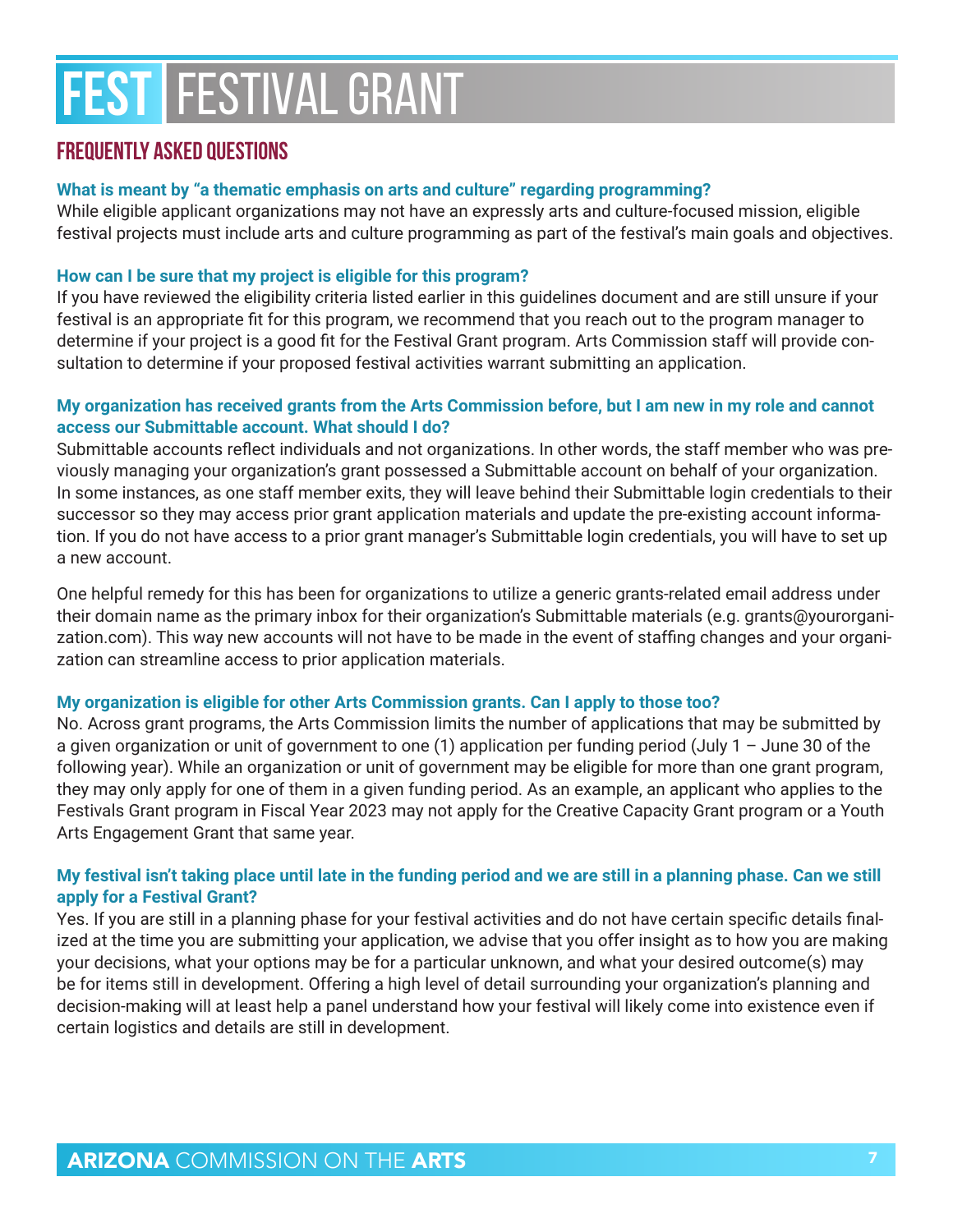# FEST FESTIVAL GRANT

## FREQUENTLY ASKED QUESTIONS

**What is meant by "a thematic emphasis on arts and culture" regarding programming?**

While eligible applicant organizations may not have an expressly arts and culture-focused mission, eligible festival projects must include arts and culture programming as part of the festival's main goals and objectives.

**How can I be sure that my project is eligible for this program?**

If you have reviewed the eligibility criteria listed earlier in this guidelines document and are still unsure if your festival is an appropriate fit for this program, we recommend that you reach out to the program manager to determine if your project is a good fit for the Festival Grant program. Arts Commission staff will provide consultation to determine if your proposed festival activities warrant submitting an application.

**My organization has received grants from the Arts Commission before, but I am new in my role and cannot access our Submittable account. What should I do?**

Submittable accounts reflect individuals and not organizations. In other words, the staff member who was previously managing your organization's grant possessed a Submittable account on behalf of your organization. In some instances, as one staff member exits, they will leave behind their Submittable login credentials to their successor so they may access prior grant application materials and update the pre-existing account information. If you do not have access to a prior grant manager's Submittable login credentials, you will have to set up a new account.

One helpful remedy for this has been for organizations to utilize a generic grants-related email address under their domain name as the primary inbox for their organization's Submittable materials (e.g. grants@yourorganization.com). This way new accounts will not have to be made in the event of staffing changes and your organization can streamline access to prior application materials.

**My organization is eligible for other Arts Commission grants. Can I apply to those too?**

No. Across grant programs, the Arts Commission limits the number of applications that may be submitted by a given organization or unit of government to one (1) application per funding period (July 1 – June 30 of the following year). While an organization or unit of government may be eligible for more than one grant program, they may only apply for one of them in a given funding period. As an example, an applicant who applies to the Festivals Grant program in Fiscal Year 2023 may not apply for the Creative Capacity Grant program or a Youth Arts Engagement Grant that same year.

**My festival isn't taking place until late in the funding period and we are still in a planning phase. Can we still apply for a Festival Grant?**

Yes. If you are still in a planning phase for your festival activities and do not have certain specific details finalized at the time you are submitting your application, we advise that you offer insight as to how you are making your decisions, what your options may be for a particular unknown, and what your desired outcome(s) may be for items still in development. Offering a high level of detail surrounding your organization's planning and decision-making will at least help a panel understand how your festival will likely come into existence even if certain logistics and details are still in development.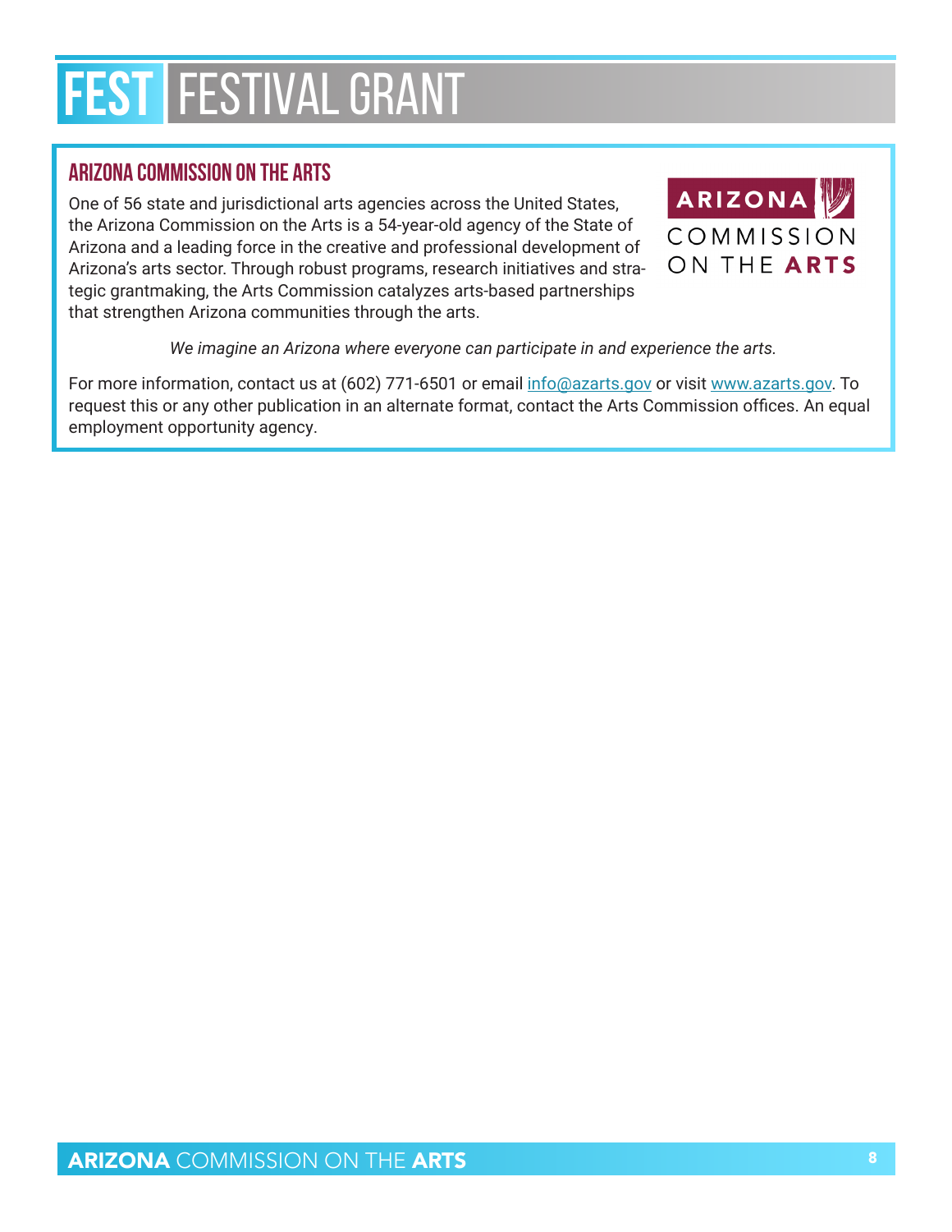# FEST FESTIVAL GRANT

## ARIZONA COMMISSION ON THE ARTS

One of 56 state and jurisdictional arts agencies across the United States, the Arizona Commission on the Arts is a 54-year-old agency of the State of Arizona and a leading force in the creative and professional development of Arizona's arts sector. Through robust programs, research initiatives and strategic grantmaking, the Arts Commission catalyzes arts-based partnerships that strengthen Arizona communities through the arts.

*We imagine an Arizona where everyone can participate in and experience the arts.*

For more information, contact us at (602) 771-6501 or email info@azarts.gov or visit www.azarts.gov. To request this or any other publication in an alternate format, contact the Arts Commission offices. An equal employment opportunity agency.